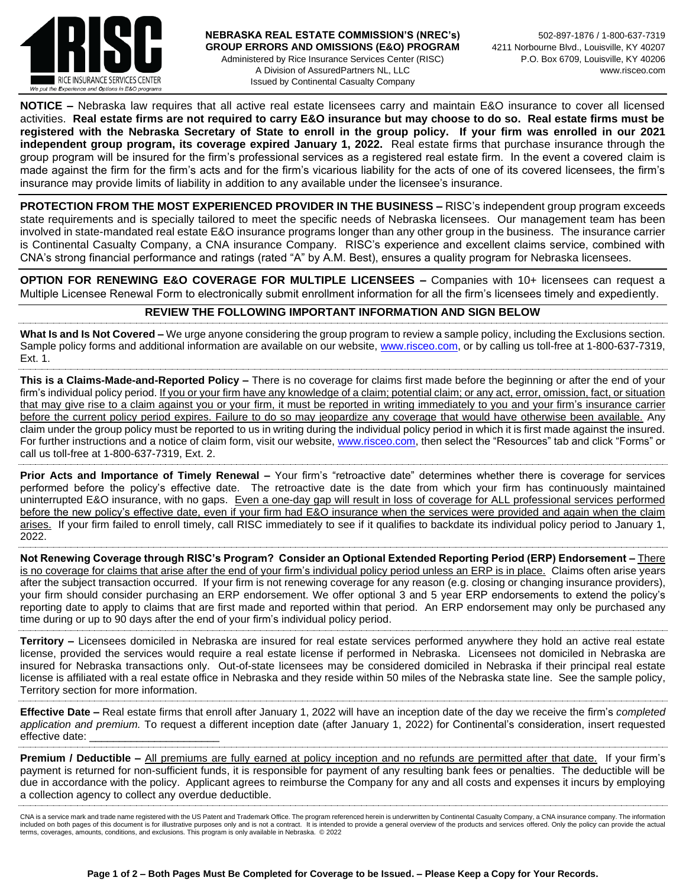**RISC** RICE INSURANCE SERVICES CENTER
*We put the Experience and Options in E&O programs*

**NEBRASKA REAL ESTATE COMMISSION'S (NREC's) GROUP ERRORS AND OMISSIONS (E&O) PROGRAM**
Administered by Rice Insurance Services Center (RISC)
A Division of AssuredPartners NL, LLC
Issued by Continental Casualty Company

502-897-1876 / 1-800-637-7319
4211 Norbourne Blvd., Louisville, KY 40207
P.O. Box 6709, Louisville, KY 40206
www.risceo.com

**NOTICE –** Nebraska law requires that all active real estate licensees carry and maintain E&O insurance to cover all licensed activities. **Real estate firms are not required to carry E&O insurance but may choose to do so. Real estate firms must be registered with the Nebraska Secretary of State to enroll in the group policy. If your firm was enrolled in our 2021 independent group program, its coverage expired January 1, 2022.** Real estate firms that purchase insurance through the group program will be insured for the firm's professional services as a registered real estate firm. In the event a covered claim is made against the firm for the firm's acts and for the firm's vicarious liability for the acts of one of its covered licensees, the firm's insurance may provide limits of liability in addition to any available under the licensee's insurance.

**PROTECTION FROM THE MOST EXPERIENCED PROVIDER IN THE BUSINESS –** RISC's independent group program exceeds state requirements and is specially tailored to meet the specific needs of Nebraska licensees. Our management team has been involved in state-mandated real estate E&O insurance programs longer than any other group in the business. The insurance carrier is Continental Casualty Company, a CNA insurance Company. RISC's experience and excellent claims service, combined with CNA's strong financial performance and ratings (rated "A" by A.M. Best), ensures a quality program for Nebraska licensees.

**OPTION FOR RENEWING E&O COVERAGE FOR MULTIPLE LICENSEES –** Companies with 10+ licensees can request a Multiple Licensee Renewal Form to electronically submit enrollment information for all the firm's licensees timely and expediently.

## REVIEW THE FOLLOWING IMPORTANT INFORMATION AND SIGN BELOW

**What Is and Is Not Covered –** We urge anyone considering the group program to review a sample policy, including the Exclusions section. Sample policy forms and additional information are available on our website, www.risceo.com, or by calling us toll-free at 1-800-637-7319, Ext. 1.

**This is a Claims-Made-and-Reported Policy –** There is no coverage for claims first made before the beginning or after the end of your firm's individual policy period. <u>If you or your firm have any knowledge of a claim; potential claim; or any act, error, omission, fact, or situation that may give rise to a claim against you or your firm, it must be reported in writing immediately to you and your firm's insurance carrier before the current policy period expires. Failure to do so may jeopardize any coverage that would have otherwise been available.</u> Any claim under the group policy must be reported to us in writing during the individual policy period in which it is first made against the insured. For further instructions and a notice of claim form, visit our website, www.risceo.com, then select the "Resources" tab and click "Forms" or call us toll-free at 1-800-637-7319, Ext. 2.

**Prior Acts and Importance of Timely Renewal –** Your firm's "retroactive date" determines whether there is coverage for services performed before the policy's effective date. The retroactive date is the date from which your firm has continuously maintained uninterrupted E&O insurance, with no gaps. <u>Even a one-day gap will result in loss of coverage for ALL professional services performed before the new policy's effective date, even if your firm had E&O insurance when the services were provided and again when the claim arises.</u> If your firm failed to enroll timely, call RISC immediately to see if it qualifies to backdate its individual policy period to January 1, 2022.

**Not Renewing Coverage through RISC's Program? Consider an Optional Extended Reporting Period (ERP) Endorsement –** <u>There is no coverage for claims that arise after the end of your firm's individual policy period unless an ERP is in place.</u> Claims often arise years after the subject transaction occurred. If your firm is not renewing coverage for any reason (e.g. closing or changing insurance providers), your firm should consider purchasing an ERP endorsement. We offer optional 3 and 5 year ERP endorsements to extend the policy's reporting date to apply to claims that are first made and reported within that period. An ERP endorsement may only be purchased any time during or up to 90 days after the end of your firm's individual policy period.

**Territory –** Licensees domiciled in Nebraska are insured for real estate services performed anywhere they hold an active real estate license, provided the services would require a real estate license if performed in Nebraska. Licensees not domiciled in Nebraska are insured for Nebraska transactions only. Out-of-state licensees may be considered domiciled in Nebraska if their principal real estate license is affiliated with a real estate office in Nebraska and they reside within 50 miles of the Nebraska state line. See the sample policy, Territory section for more information.

**Effective Date –** Real estate firms that enroll after January 1, 2022 will have an inception date of the day we receive the firm's *completed application and premium.* To request a different inception date (after January 1, 2022) for Continental's consideration, insert requested effective date: ______________________

**Premium / Deductible –** <u>All premiums are fully earned at policy inception and no refunds are permitted after that date.</u> If your firm's payment is returned for non-sufficient funds, it is responsible for payment of any resulting bank fees or penalties. The deductible will be due in accordance with the policy. Applicant agrees to reimburse the Company for any and all costs and expenses it incurs by employing a collection agency to collect any overdue deductible.

CNA is a service mark and trade name registered with the US Patent and Trademark Office. The program referenced herein is underwritten by Continental Casualty Company, a CNA insurance company. The information included on both pages of this document is for illustrative purposes only and is not a contract. It is intended to provide a general overview of the products and services offered. Only the policy can provide the actual terms, coverages, amounts, conditions, and exclusions. This program is only available in Nebraska. © 2022

**Both Pages Must Be Completed for Coverage to be Issued. – Please Keep a Copy for Your Records.**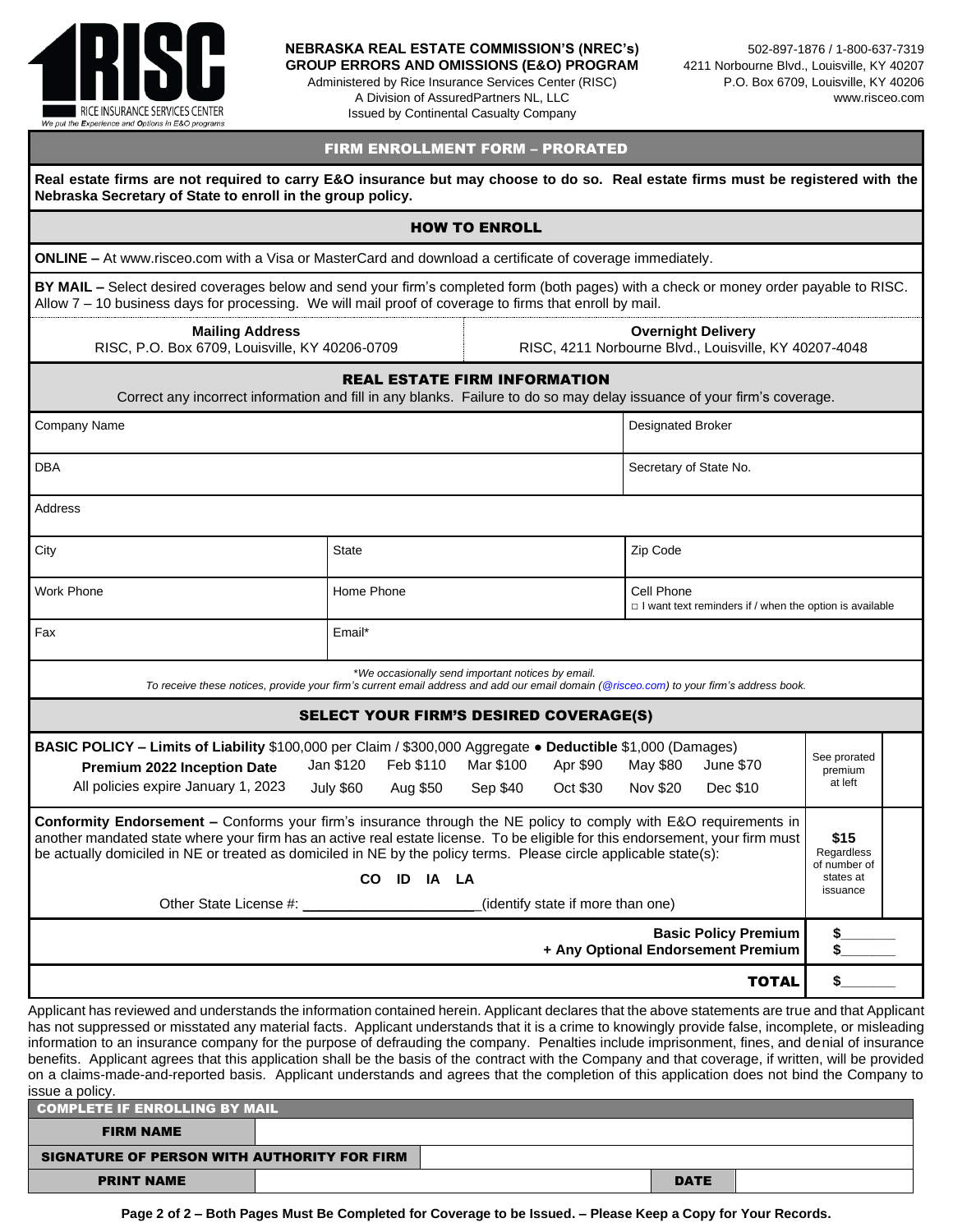**NEBRASKA REAL ESTATE COMMISSION'S (NREC's) GROUP ERRORS AND OMISSIONS (E&O) PROGRAM**
Administered by Rice Insurance Services Center (RISC)
A Division of AssuredPartners NL, LLC
Issued by Continental Casualty Company

502-897-1876 / 1-800-637-7319
4211 Norbourne Blvd., Louisville, KY 40207
P.O. Box 6709, Louisville, KY 40206
www.risceo.com

RISC — RICE INSURANCE SERVICES CENTER
*We put the Experience and Options in E&O programs*

## FIRM ENROLLMENT FORM – PRORATED

**Real estate firms are not required to carry E&O insurance but may choose to do so. Real estate firms must be registered with the Nebraska Secretary of State to enroll in the group policy.**

## HOW TO ENROLL

**ONLINE –** At www.risceo.com with a Visa or MasterCard and download a certificate of coverage immediately.

**BY MAIL –** Select desired coverages below and send your firm's completed form (both pages) with a check or money order payable to RISC. Allow 7 – 10 business days for processing. We will mail proof of coverage to firms that enroll by mail.

| **Mailing Address** | **Overnight Delivery** |
|---|---|
| RISC, P.O. Box 6709, Louisville, KY 40206-0709 | RISC, 4211 Norbourne Blvd., Louisville, KY 40207-4048 |

## REAL ESTATE FIRM INFORMATION

Correct any incorrect information and fill in any blanks. Failure to do so may delay issuance of your firm's coverage.

| | | |
|---|---|---|
| Company Name | | Designated Broker |
| DBA | | Secretary of State No. |
| Address | | |
| City | State | Zip Code |
| Work Phone | Home Phone | Cell Phone<br>□ I want text reminders if / when the option is available |
| Fax | Email* | |

*\*We occasionally send important notices by email.*
*To receive these notices, provide your firm's current email address and add our email domain (@risceo.com) to your firm's address book.*

## SELECT YOUR FIRM'S DESIRED COVERAGE(S)

**BASIC POLICY – Limits of Liability** $100,000 per Claim / $300,000 Aggregate • **Deductible** $1,000 (Damages)

| | | | | | | | |
|---|---|---|---|---|---|---|---|
| **Premium 2022 Inception Date** | Jan $120 | Feb $110 | Mar $100 | Apr $90 | May $80 | June $70 | See prorated premium at left |
| All policies expire January 1, 2023 | July $60 | Aug $50 | Sep $40 | Oct $30 | Nov $20 | Dec $10 | |

**Conformity Endorsement –** Conforms your firm's insurance through the NE policy to comply with E&O requirements in another mandated state where your firm has an active real estate license. To be eligible for this endorsement, your firm must be actually domiciled in NE or treated as domiciled in NE by the policy terms. Please circle applicable state(s):

**CO ID IA LA**

Other State License #: ______________________(identify state if more than one)

**$15** Regardless of number of states at issuance

| | |
|---|---|
| **Basic Policy Premium** | **$_______** |
| **+ Any Optional Endorsement Premium** | **$_______** |
| **TOTAL** | **$_______** |

Applicant has reviewed and understands the information contained herein. Applicant declares that the above statements are true and that Applicant has not suppressed or misstated any material facts. Applicant understands that it is a crime to knowingly provide false, incomplete, or misleading information to an insurance company for the purpose of defrauding the company. Penalties include imprisonment, fines, and denial of insurance benefits. Applicant agrees that this application shall be the basis of the contract with the Company and that coverage, if written, will be provided on a claims-made-and-reported basis. Applicant understands and agrees that the completion of this application does not bind the Company to issue a policy.

| **COMPLETE IF ENROLLING BY MAIL** | | | |
|---|---|---|---|
| **FIRM NAME** | | | |
| **SIGNATURE OF PERSON WITH AUTHORITY FOR FIRM** | | | |
| **PRINT NAME** | | **DATE** | |

**Page 2 of 2 – Both Pages Must Be Completed for Coverage to be Issued. – Please Keep a Copy for Your Records.**